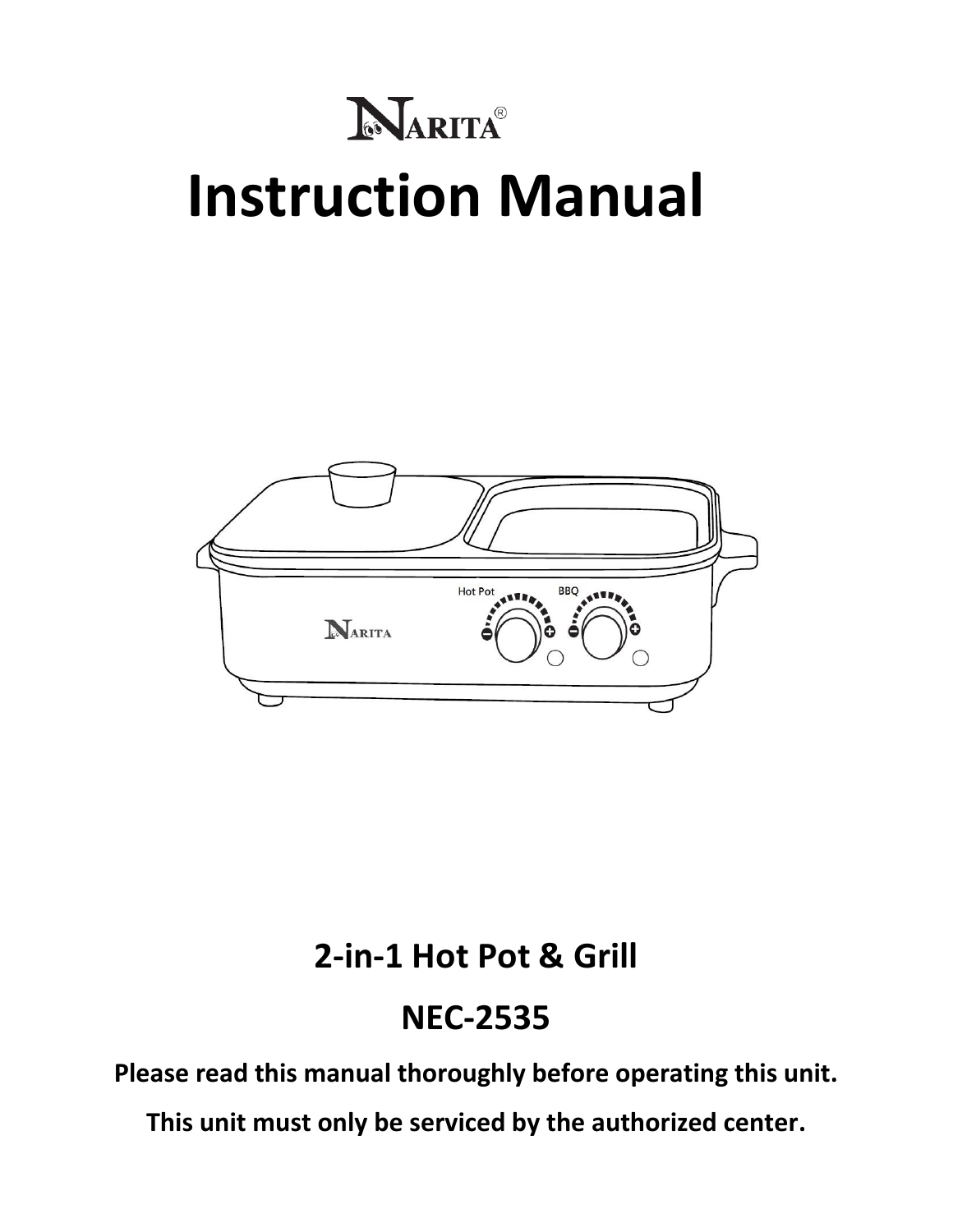NARITA®

# Instruction Manual

## 2-in-1 Hot Pot & Grill

## NEC-2535

**Please read this manual thoroughly before operating this unit.**

**This unit must only be serviced by the authorized center.**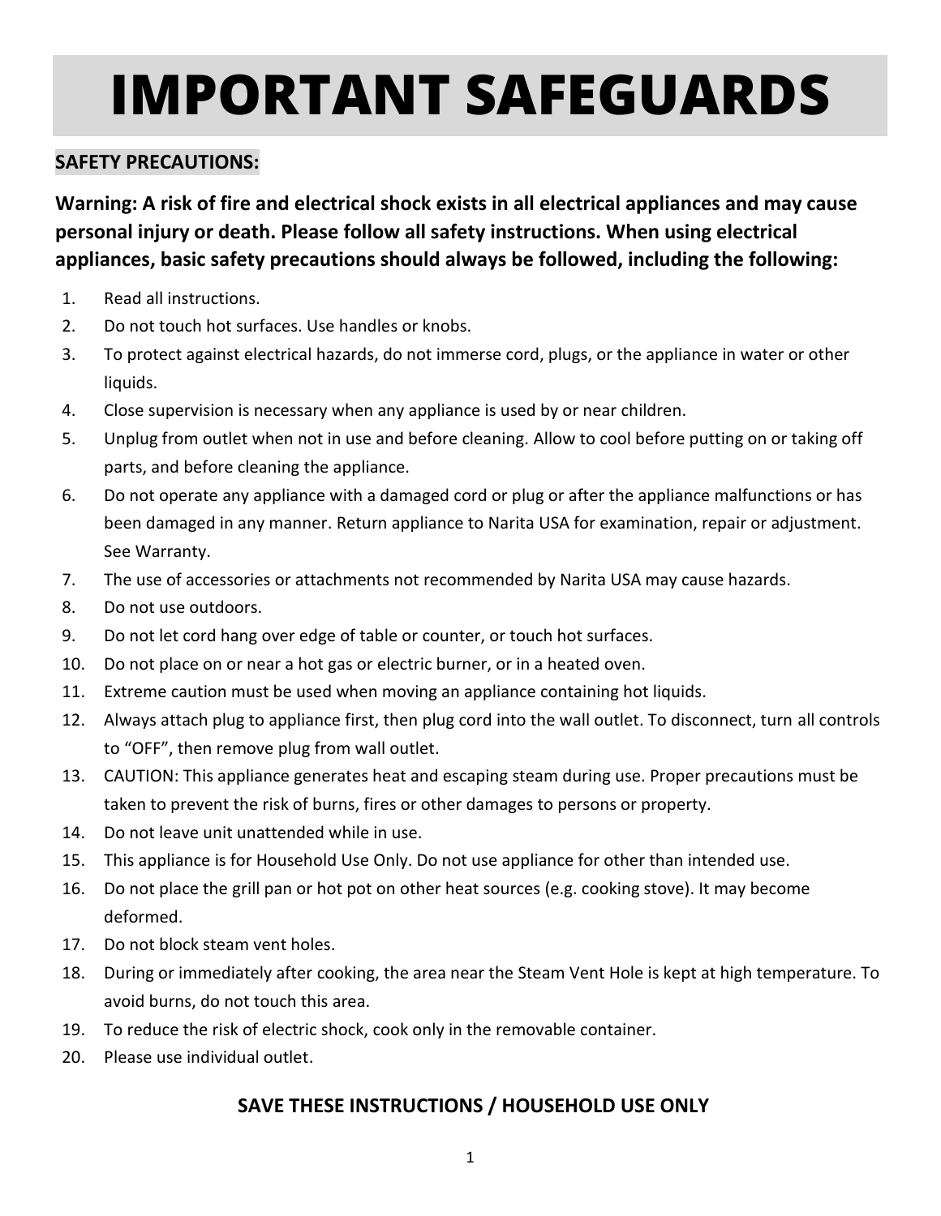# IMPORTANT SAFEGUARDS

## SAFETY PRECAUTIONS:

**Warning: A risk of fire and electrical shock exists in all electrical appliances and may cause personal injury or death. Please follow all safety instructions. When using electrical appliances, basic safety precautions should always be followed, including the following:**

1. Read all instructions.
2. Do not touch hot surfaces. Use handles or knobs.
3. To protect against electrical hazards, do not immerse cord, plugs, or the appliance in water or other liquids.
4. Close supervision is necessary when any appliance is used by or near children.
5. Unplug from outlet when not in use and before cleaning. Allow to cool before putting on or taking off parts, and before cleaning the appliance.
6. Do not operate any appliance with a damaged cord or plug or after the appliance malfunctions or has been damaged in any manner. Return appliance to Narita USA for examination, repair or adjustment. See Warranty.
7. The use of accessories or attachments not recommended by Narita USA may cause hazards.
8. Do not use outdoors.
9. Do not let cord hang over edge of table or counter, or touch hot surfaces.
10. Do not place on or near a hot gas or electric burner, or in a heated oven.
11. Extreme caution must be used when moving an appliance containing hot liquids.
12. Always attach plug to appliance first, then plug cord into the wall outlet. To disconnect, turn all controls to “OFF”, then remove plug from wall outlet.
13. CAUTION: This appliance generates heat and escaping steam during use. Proper precautions must be taken to prevent the risk of burns, fires or other damages to persons or property.
14. Do not leave unit unattended while in use.
15. This appliance is for Household Use Only. Do not use appliance for other than intended use.
16. Do not place the grill pan or hot pot on other heat sources (e.g. cooking stove). It may become deformed.
17. Do not block steam vent holes.
18. During or immediately after cooking, the area near the Steam Vent Hole is kept at high temperature. To avoid burns, do not touch this area.
19. To reduce the risk of electric shock, cook only in the removable container.
20. Please use individual outlet.

**SAVE THESE INSTRUCTIONS / HOUSEHOLD USE ONLY**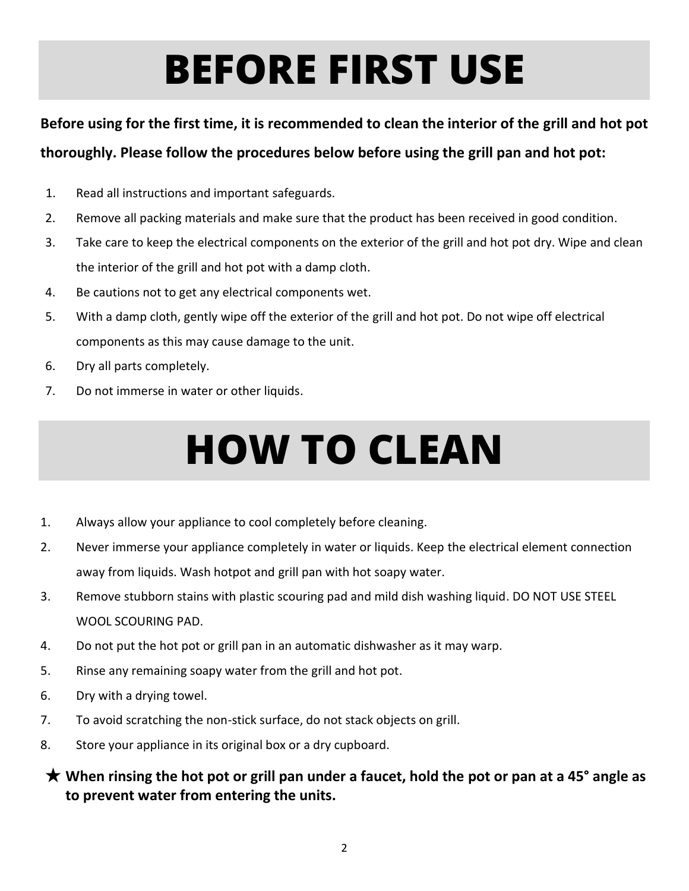# BEFORE FIRST USE

**Before using for the first time, it is recommended to clean the interior of the grill and hot pot thoroughly. Please follow the procedures below before using the grill pan and hot pot:**

1. Read all instructions and important safeguards.
2. Remove all packing materials and make sure that the product has been received in good condition.
3. Take care to keep the electrical components on the exterior of the grill and hot pot dry. Wipe and clean the interior of the grill and hot pot with a damp cloth.
4. Be cautions not to get any electrical components wet.
5. With a damp cloth, gently wipe off the exterior of the grill and hot pot. Do not wipe off electrical components as this may cause damage to the unit.
6. Dry all parts completely.
7. Do not immerse in water or other liquids.

# HOW TO CLEAN

1. Always allow your appliance to cool completely before cleaning.
2. Never immerse your appliance completely in water or liquids. Keep the electrical element connection away from liquids. Wash hotpot and grill pan with hot soapy water.
3. Remove stubborn stains with plastic scouring pad and mild dish washing liquid. DO NOT USE STEEL WOOL SCOURING PAD.
4. Do not put the hot pot or grill pan in an automatic dishwasher as it may warp.
5. Rinse any remaining soapy water from the grill and hot pot.
6. Dry with a drying towel.
7. To avoid scratching the non-stick surface, do not stack objects on grill.
8. Store your appliance in its original box or a dry cupboard.

★ **When rinsing the hot pot or grill pan under a faucet, hold the pot or pan at a 45° angle as to prevent water from entering the units.**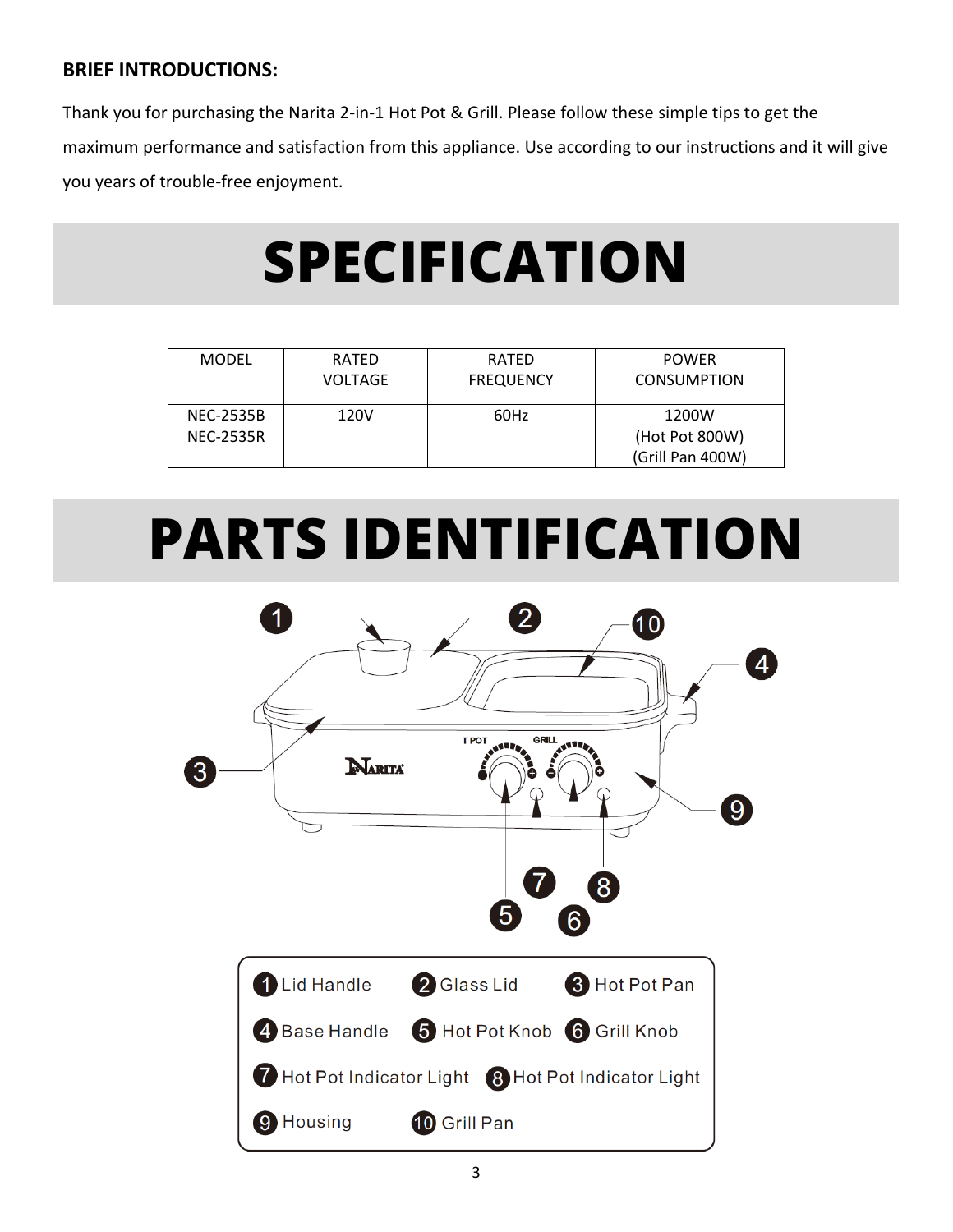**BRIEF INTRODUCTIONS:**

Thank you for purchasing the Narita 2-in-1 Hot Pot & Grill. Please follow these simple tips to get the maximum performance and satisfaction from this appliance. Use according to our instructions and it will give you years of trouble-free enjoyment.

# SPECIFICATION

| MODEL | RATED VOLTAGE | RATED FREQUENCY | POWER CONSUMPTION |
|---|---|---|---|
| NEC-2535B<br>NEC-2535R | 120V | 60Hz | 1200W<br>(Hot Pot 800W)<br>(Grill Pan 400W) |

# PARTS IDENTIFICATION

1. Lid Handle
2. Glass Lid
3. Hot Pot Pan
4. Base Handle
5. Hot Pot Knob
6. Grill Knob
7. Hot Pot Indicator Light
8. Hot Pot Indicator Light
9. Housing
10. Grill Pan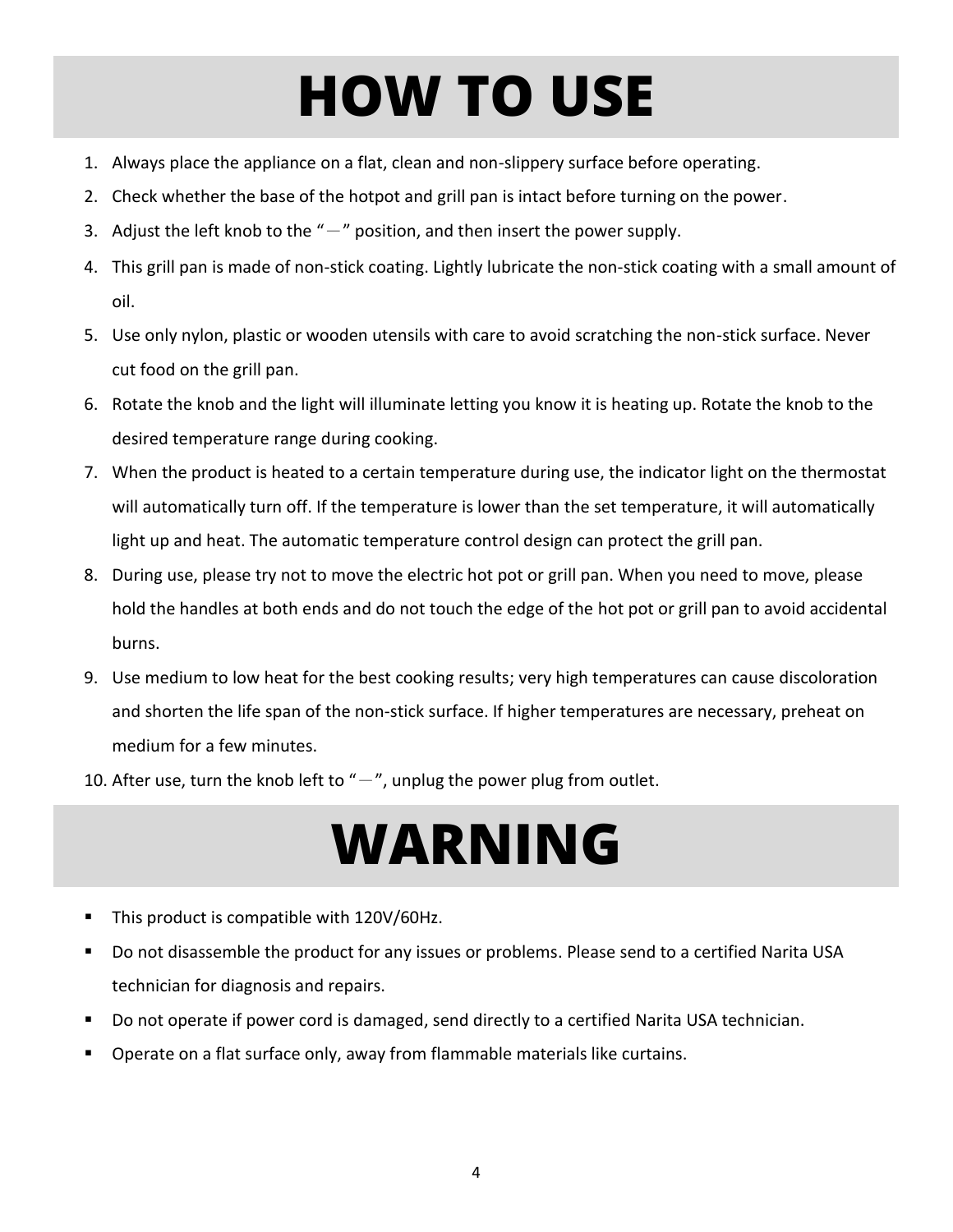# HOW TO USE

1. Always place the appliance on a flat, clean and non-slippery surface before operating.
2. Check whether the base of the hotpot and grill pan is intact before turning on the power.
3. Adjust the left knob to the "－" position, and then insert the power supply.
4. This grill pan is made of non-stick coating. Lightly lubricate the non-stick coating with a small amount of oil.
5. Use only nylon, plastic or wooden utensils with care to avoid scratching the non-stick surface. Never cut food on the grill pan.
6. Rotate the knob and the light will illuminate letting you know it is heating up. Rotate the knob to the desired temperature range during cooking.
7. When the product is heated to a certain temperature during use, the indicator light on the thermostat will automatically turn off. If the temperature is lower than the set temperature, it will automatically light up and heat. The automatic temperature control design can protect the grill pan.
8. During use, please try not to move the electric hot pot or grill pan. When you need to move, please hold the handles at both ends and do not touch the edge of the hot pot or grill pan to avoid accidental burns.
9. Use medium to low heat for the best cooking results; very high temperatures can cause discoloration and shorten the life span of the non-stick surface. If higher temperatures are necessary, preheat on medium for a few minutes.
10. After use, turn the knob left to "－", unplug the power plug from outlet.

# WARNING

- This product is compatible with 120V/60Hz.
- Do not disassemble the product for any issues or problems. Please send to a certified Narita USA technician for diagnosis and repairs.
- Do not operate if power cord is damaged, send directly to a certified Narita USA technician.
- Operate on a flat surface only, away from flammable materials like curtains.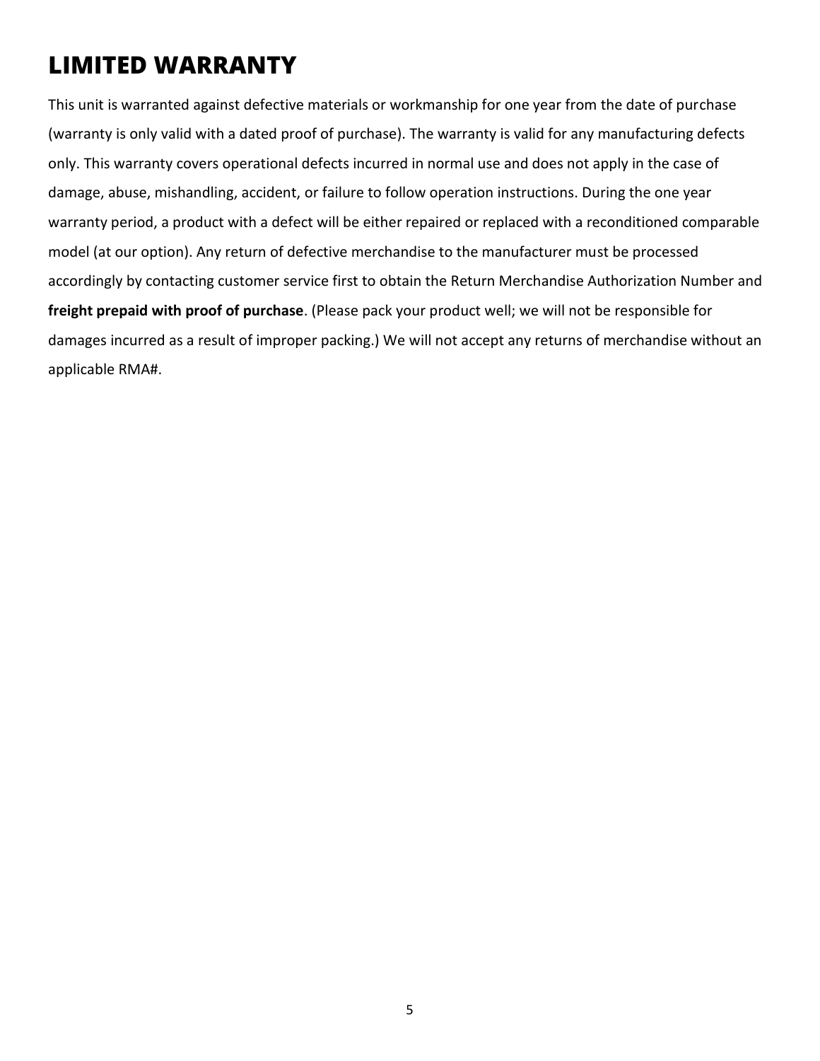# LIMITED WARRANTY

This unit is warranted against defective materials or workmanship for one year from the date of purchase (warranty is only valid with a dated proof of purchase). The warranty is valid for any manufacturing defects only. This warranty covers operational defects incurred in normal use and does not apply in the case of damage, abuse, mishandling, accident, or failure to follow operation instructions. During the one year warranty period, a product with a defect will be either repaired or replaced with a reconditioned comparable model (at our option). Any return of defective merchandise to the manufacturer must be processed accordingly by contacting customer service first to obtain the Return Merchandise Authorization Number and **freight prepaid with proof of purchase**. (Please pack your product well; we will not be responsible for damages incurred as a result of improper packing.) We will not accept any returns of merchandise without an applicable RMA#.